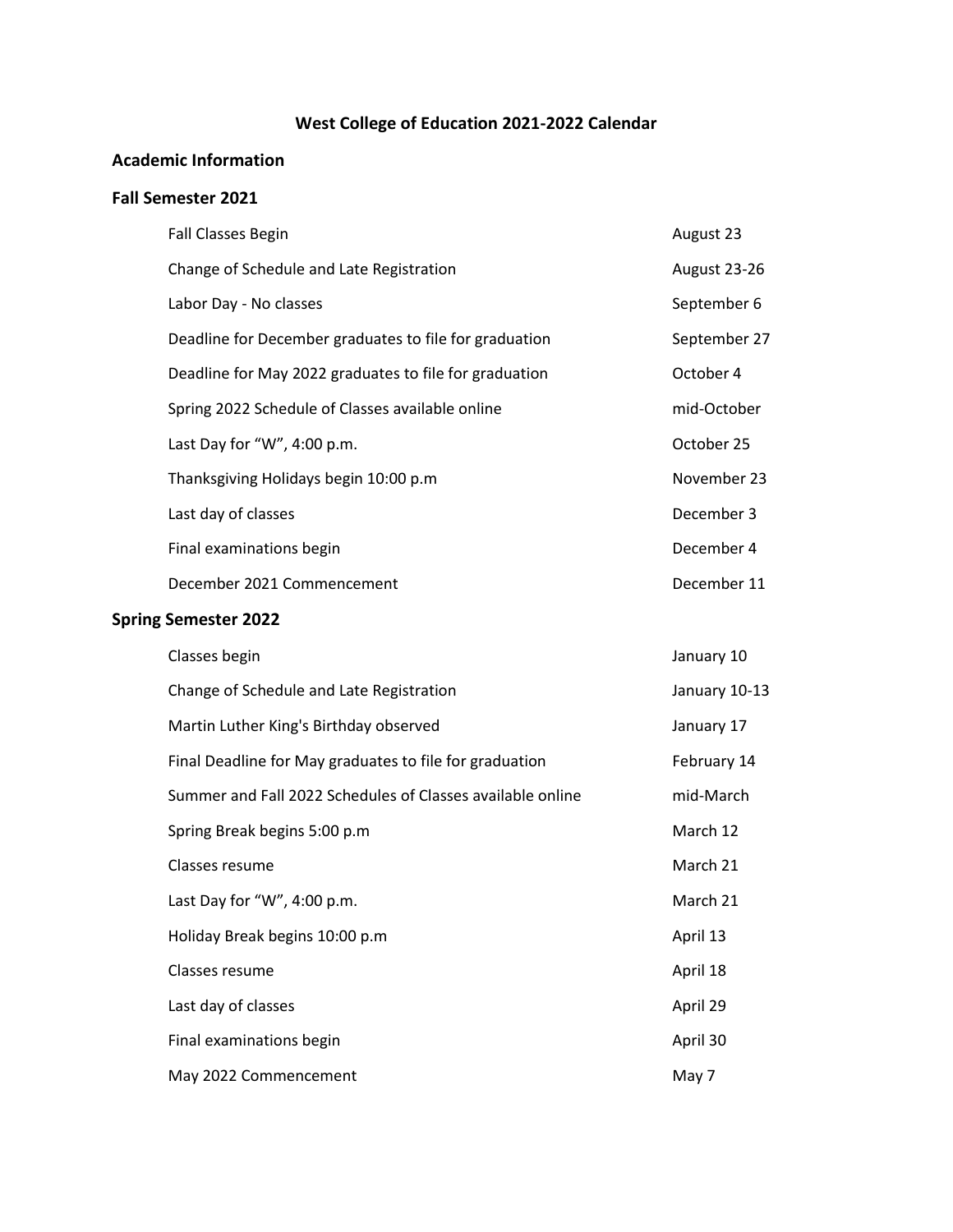# West College of Education 2021-2022 Calendar

## Academic Information

## Fall Semester 2021

| | |
|---|---|
| Fall Classes Begin | August 23 |
| Change of Schedule and Late Registration | August 23-26 |
| Labor Day - No classes | September 6 |
| Deadline for December graduates to file for graduation | September 27 |
| Deadline for May 2022 graduates to file for graduation | October 4 |
| Spring 2022 Schedule of Classes available online | mid-October |
| Last Day for "W", 4:00 p.m. | October 25 |
| Thanksgiving Holidays begin 10:00 p.m | November 23 |
| Last day of classes | December 3 |
| Final examinations begin | December 4 |
| December 2021 Commencement | December 11 |

## Spring Semester 2022

| | |
|---|---|
| Classes begin | January 10 |
| Change of Schedule and Late Registration | January 10-13 |
| Martin Luther King's Birthday observed | January 17 |
| Final Deadline for May graduates to file for graduation | February 14 |
| Summer and Fall 2022 Schedules of Classes available online | mid-March |
| Spring Break begins 5:00 p.m | March 12 |
| Classes resume | March 21 |
| Last Day for "W", 4:00 p.m. | March 21 |
| Holiday Break begins 10:00 p.m | April 13 |
| Classes resume | April 18 |
| Last day of classes | April 29 |
| Final examinations begin | April 30 |
| May 2022 Commencement | May 7 |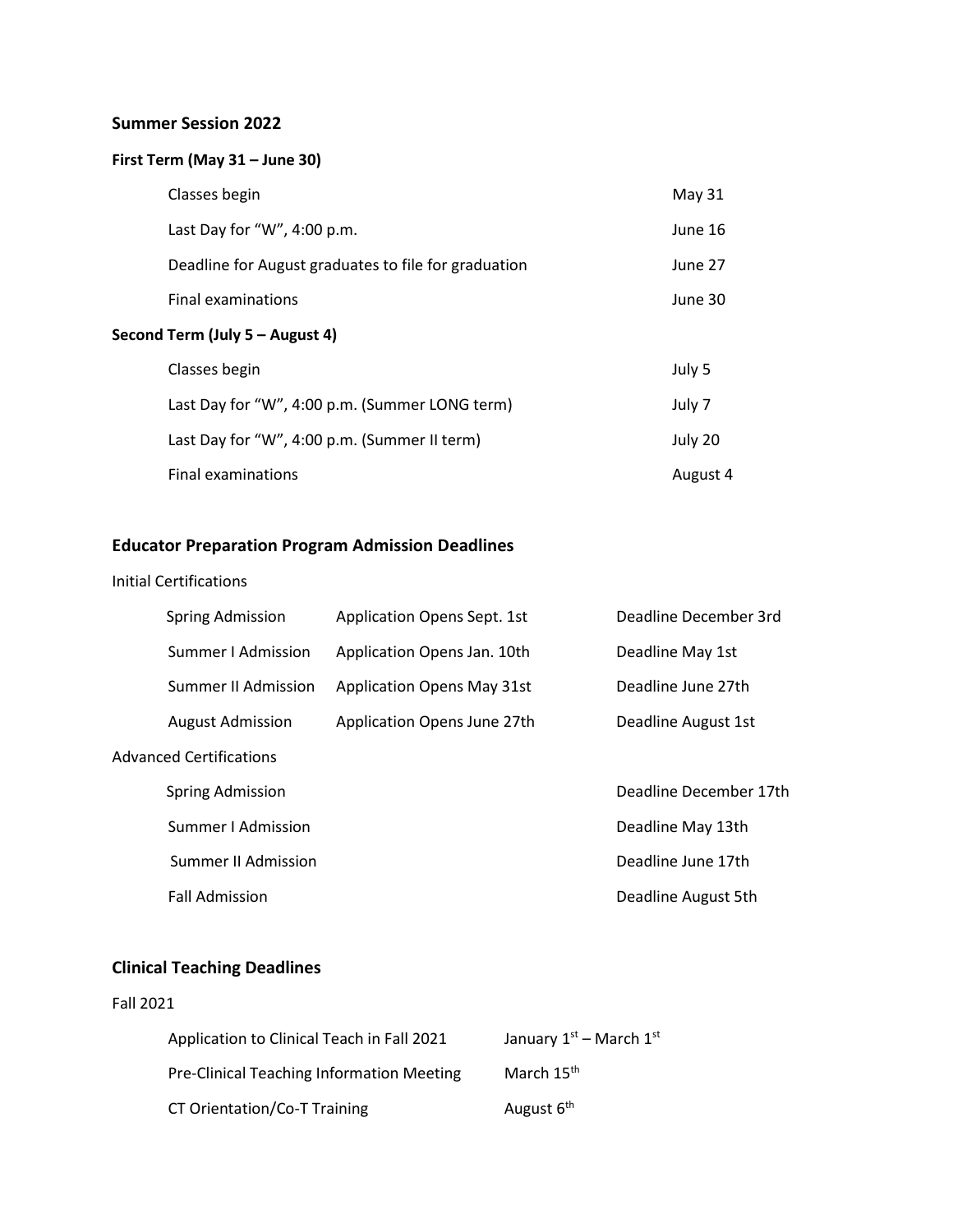## Summer Session 2022

### First Term (May 31 – June 30)

| | |
|---|---|
| Classes begin | May 31 |
| Last Day for "W", 4:00 p.m. | June 16 |
| Deadline for August graduates to file for graduation | June 27 |
| Final examinations | June 30 |

### Second Term (July 5 – August 4)

| | |
|---|---|
| Classes begin | July 5 |
| Last Day for "W", 4:00 p.m. (Summer LONG term) | July 7 |
| Last Day for "W", 4:00 p.m. (Summer II term) | July 20 |
| Final examinations | August 4 |

## Educator Preparation Program Admission Deadlines

Initial Certifications

| | | |
|---|---|---|
| Spring Admission | Application Opens Sept. 1st | Deadline December 3rd |
| Summer I Admission | Application Opens Jan. 10th | Deadline May 1st |
| Summer II Admission | Application Opens May 31st | Deadline June 27th |
| August Admission | Application Opens June 27th | Deadline August 1st |

Advanced Certifications

| | |
|---|---|
| Spring Admission | Deadline December 17th |
| Summer I Admission | Deadline May 13th |
| Summer II Admission | Deadline June 17th |
| Fall Admission | Deadline August 5th |

## Clinical Teaching Deadlines

Fall 2021

| | |
|---|---|
| Application to Clinical Teach in Fall 2021 | January 1st – March 1st |
| Pre-Clinical Teaching Information Meeting | March 15th |
| CT Orientation/Co-T Training | August 6th |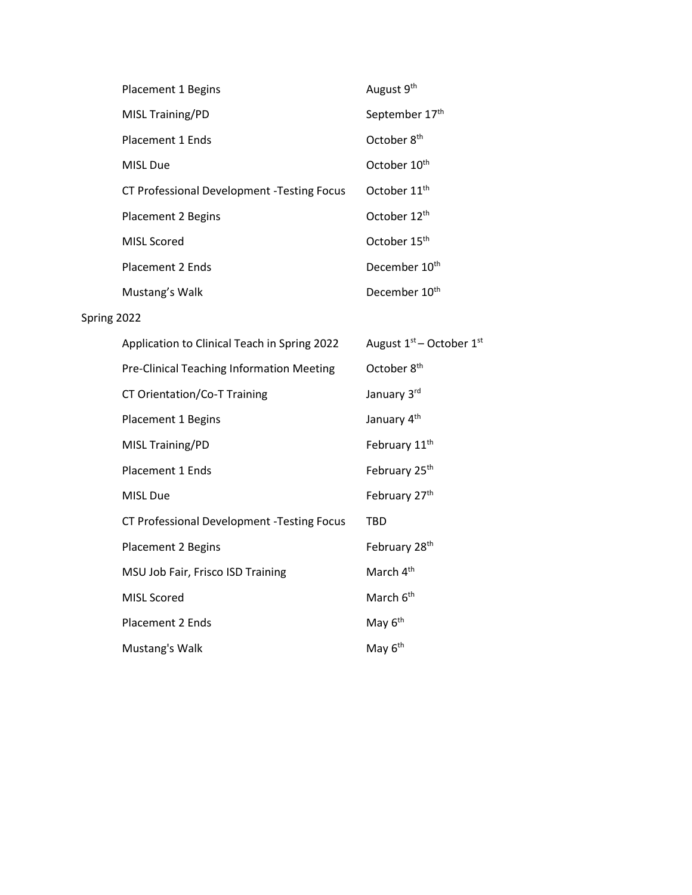| | |
|---|---|
| Placement 1 Begins | August 9th |
| MISL Training/PD | September 17th |
| Placement 1 Ends | October 8th |
| MISL Due | October 10th |
| CT Professional Development -Testing Focus | October 11th |
| Placement 2 Begins | October 12th |
| MISL Scored | October 15th |
| Placement 2 Ends | December 10th |
| Mustang's Walk | December 10th |

Spring 2022

| | |
|---|---|
| Application to Clinical Teach in Spring 2022 | August 1st – October 1st |
| Pre-Clinical Teaching Information Meeting | October 8th |
| CT Orientation/Co-T Training | January 3rd |
| Placement 1 Begins | January 4th |
| MISL Training/PD | February 11th |
| Placement 1 Ends | February 25th |
| MISL Due | February 27th |
| CT Professional Development -Testing Focus | TBD |
| Placement 2 Begins | February 28th |
| MSU Job Fair, Frisco ISD Training | March 4th |
| MISL Scored | March 6th |
| Placement 2 Ends | May 6th |
| Mustang's Walk | May 6th |